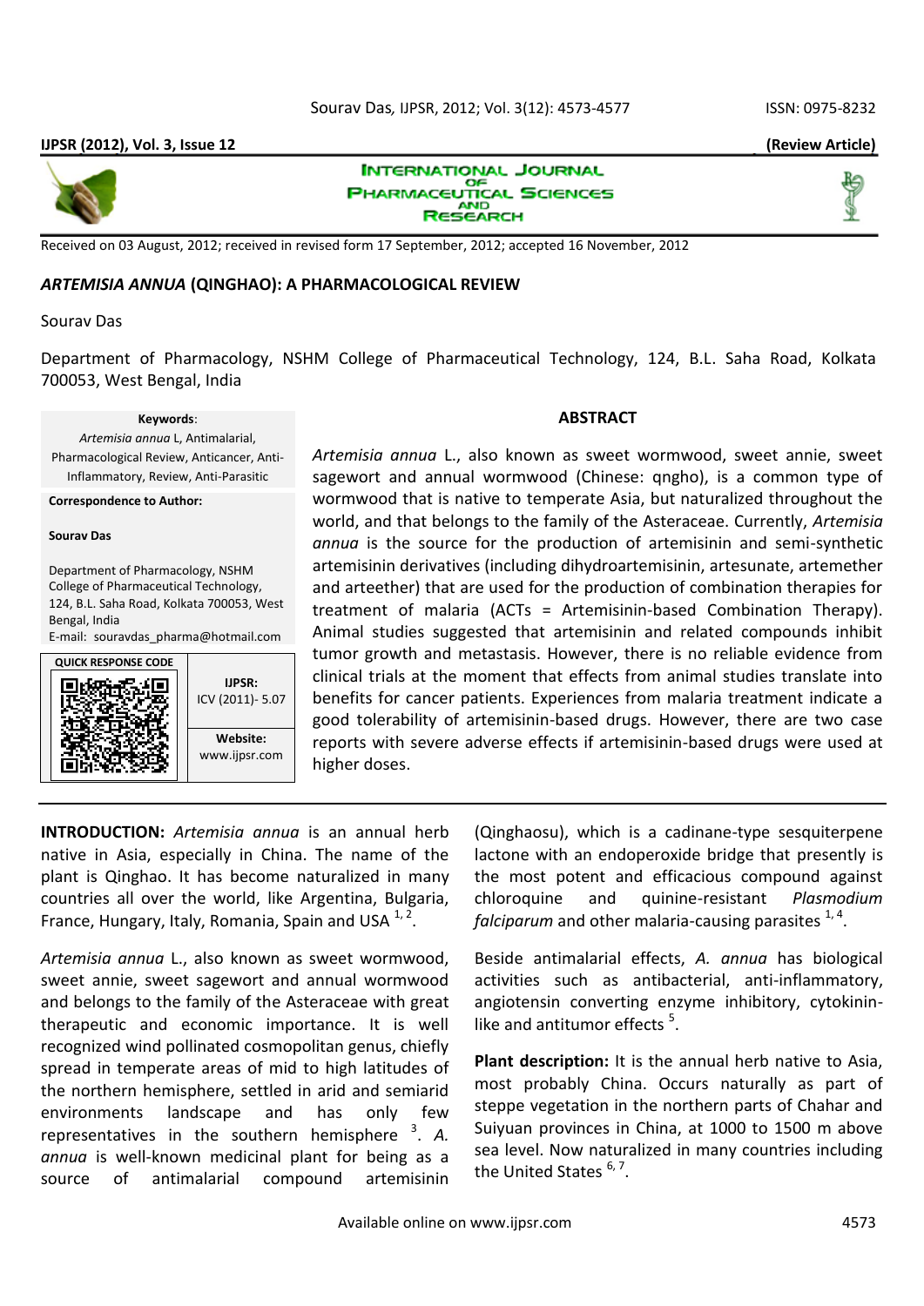Received on 03 August, 2012; received in revised form 17 September, 2012; accepted 16 November, 2012

# *ARTEMISIA ANNUA* (QINGHAO): A PHARMACOLOGICAL REVIEW

Sourav Das

Department of Pharmacology, NSHM College of Pharmaceutical Technology, 124, B.L. Saha Road, Kolkata 700053, West Bengal, India

**Keywords**:

*Artemisia annua* L, Antimalarial, Pharmacological Review, Anticancer, Anti-Inflammatory, Review, Anti-Parasitic

**Correspondence to Author:**

**Sourav Das**

Department of Pharmacology, NSHM College of Pharmaceutical Technology, 124, B.L. Saha Road, Kolkata 700053, West Bengal, India

E-mail: souravdas_pharma@hotmail.com

## ABSTRACT

*Artemisia annua* L., also known as sweet wormwood, sweet annie, sweet sagewort and annual wormwood (Chinese: qngho), is a common type of wormwood that is native to temperate Asia, but naturalized throughout the world, and that belongs to the family of the Asteraceae. Currently, *Artemisia annua* is the source for the production of artemisinin and semi-synthetic artemisinin derivatives (including dihydroartemisinin, artesunate, artemether and arteether) that are used for the production of combination therapies for treatment of malaria (ACTs = Artemisinin-based Combination Therapy). Animal studies suggested that artemisinin and related compounds inhibit tumor growth and metastasis. However, there is no reliable evidence from clinical trials at the moment that effects from animal studies translate into benefits for cancer patients. Experiences from malaria treatment indicate a good tolerability of artemisinin-based drugs. However, there are two case reports with severe adverse effects if artemisinin-based drugs were used at higher doses.

**INTRODUCTION:** *Artemisia annua* is an annual herb native in Asia, especially in China. The name of the plant is Qinghao. It has become naturalized in many countries all over the world, like Argentina, Bulgaria, France, Hungary, Italy, Romania, Spain and USA [1, 2].

*Artemisia annua* L., also known as sweet wormwood, sweet annie, sweet sagewort and annual wormwood and belongs to the family of the Asteraceae with great therapeutic and economic importance. It is well recognized wind pollinated cosmopolitan genus, chiefly spread in temperate areas of mid to high latitudes of the northern hemisphere, settled in arid and semiarid environments landscape and has only few representatives in the southern hemisphere [3]. *A. annua* is well-known medicinal plant for being as a source of antimalarial compound artemisinin (Qinghaosu), which is a cadinane-type sesquiterpene lactone with an endoperoxide bridge that presently is the most potent and efficacious compound against chloroquine and quinine-resistant *Plasmodium falciparum* and other malaria-causing parasites [1, 4].

Beside antimalarial effects, *A. annua* has biological activities such as antibacterial, anti-inflammatory, angiotensin converting enzyme inhibitory, cytokinin-like and antitumor effects [5].

**Plant description:** It is the annual herb native to Asia, most probably China. Occurs naturally as part of steppe vegetation in the northern parts of Chahar and Suiyuan provinces in China, at 1000 to 1500 m above sea level. Now naturalized in many countries including the United States [6, 7].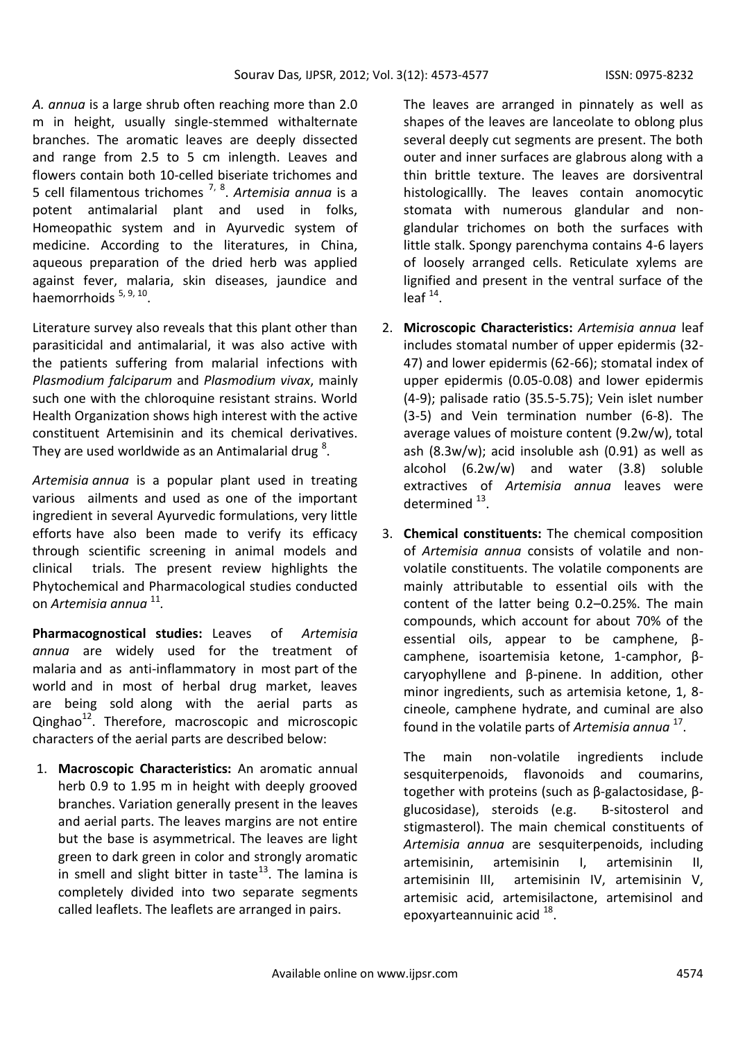*A. annua* is a large shrub often reaching more than 2.0 m in height, usually single-stemmed withalternate branches. The aromatic leaves are deeply dissected and range from 2.5 to 5 cm inlength. Leaves and flowers contain both 10-celled biseriate trichomes and 5 cell filamentous trichomes [7, 8]. *Artemisia annua* is a potent antimalarial plant and used in folks, Homeopathic system and in Ayurvedic system of medicine. According to the literatures, in China, aqueous preparation of the dried herb was applied against fever, malaria, skin diseases, jaundice and haemorrhoids [5, 9, 10].

Literature survey also reveals that this plant other than parasiticidal and antimalarial, it was also active with the patients suffering from malarial infections with *Plasmodium falciparum* and *Plasmodium vivax*, mainly such one with the chloroquine resistant strains. World Health Organization shows high interest with the active constituent Artemisinin and its chemical derivatives. They are used worldwide as an Antimalarial drug [8].

*Artemisia annua* is a popular plant used in treating various ailments and used as one of the important ingredient in several Ayurvedic formulations, very little efforts have also been made to verify its efficacy through scientific screening in animal models and clinical trials. The present review highlights the Phytochemical and Pharmacological studies conducted on *Artemisia annua* [11].

**Pharmacognostical studies:** Leaves of *Artemisia annua* are widely used for the treatment of malaria and as anti-inflammatory in most part of the world and in most of herbal drug market, leaves are being sold along with the aerial parts as Qinghao[12]. Therefore, macroscopic and microscopic characters of the aerial parts are described below:

1. **Macroscopic Characteristics:** An aromatic annual herb 0.9 to 1.95 m in height with deeply grooved branches. Variation generally present in the leaves and aerial parts. The leaves margins are not entire but the base is asymmetrical. The leaves are light green to dark green in color and strongly aromatic in smell and slight bitter in taste[13]. The lamina is completely divided into two separate segments called leaflets. The leaflets are arranged in pairs.

   The leaves are arranged in pinnately as well as shapes of the leaves are lanceolate to oblong plus several deeply cut segments are present. The both outer and inner surfaces are glabrous along with a thin brittle texture. The leaves are dorsiventral histologicallly. The leaves contain anomocytic stomata with numerous glandular and non-glandular trichomes on both the surfaces with little stalk. Spongy parenchyma contains 4-6 layers of loosely arranged cells. Reticulate xylems are lignified and present in the ventral surface of the leaf [14].

2. **Microscopic Characteristics:** *Artemisia annua* leaf includes stomatal number of upper epidermis (32-47) and lower epidermis (62-66); stomatal index of upper epidermis (0.05-0.08) and lower epidermis (4-9); palisade ratio (35.5-5.75); Vein islet number (3-5) and Vein termination number (6-8). The average values of moisture content (9.2w/w), total ash (8.3w/w); acid insoluble ash (0.91) as well as alcohol (6.2w/w) and water (3.8) soluble extractives of *Artemisia annua* leaves were determined [13].

3. **Chemical constituents:** The chemical composition of *Artemisia annua* consists of volatile and non-volatile constituents. The volatile components are mainly attributable to essential oils with the content of the latter being 0.2–0.25%. The main compounds, which account for about 70% of the essential oils, appear to be camphene, β-camphene, isoartemisia ketone, 1-camphor, β-caryophyllene and β-pinene. In addition, other minor ingredients, such as artemisia ketone, 1, 8-cineole, camphene hydrate, and cuminal are also found in the volatile parts of *Artemisia annua* [17].

   The main non-volatile ingredients include sesquiterpenoids, flavonoids and coumarins, together with proteins (such as β-galactosidase, β-glucosidase), steroids (e.g. Β-sitosterol and stigmasterol). The main chemical constituents of *Artemisia annua* are sesquiterpenoids, including artemisinin, artemisinin I, artemisinin II, artemisinin III, artemisinin IV, artemisinin V, artemisic acid, artemisilactone, artemisinol and epoxyarteannuinic acid [18].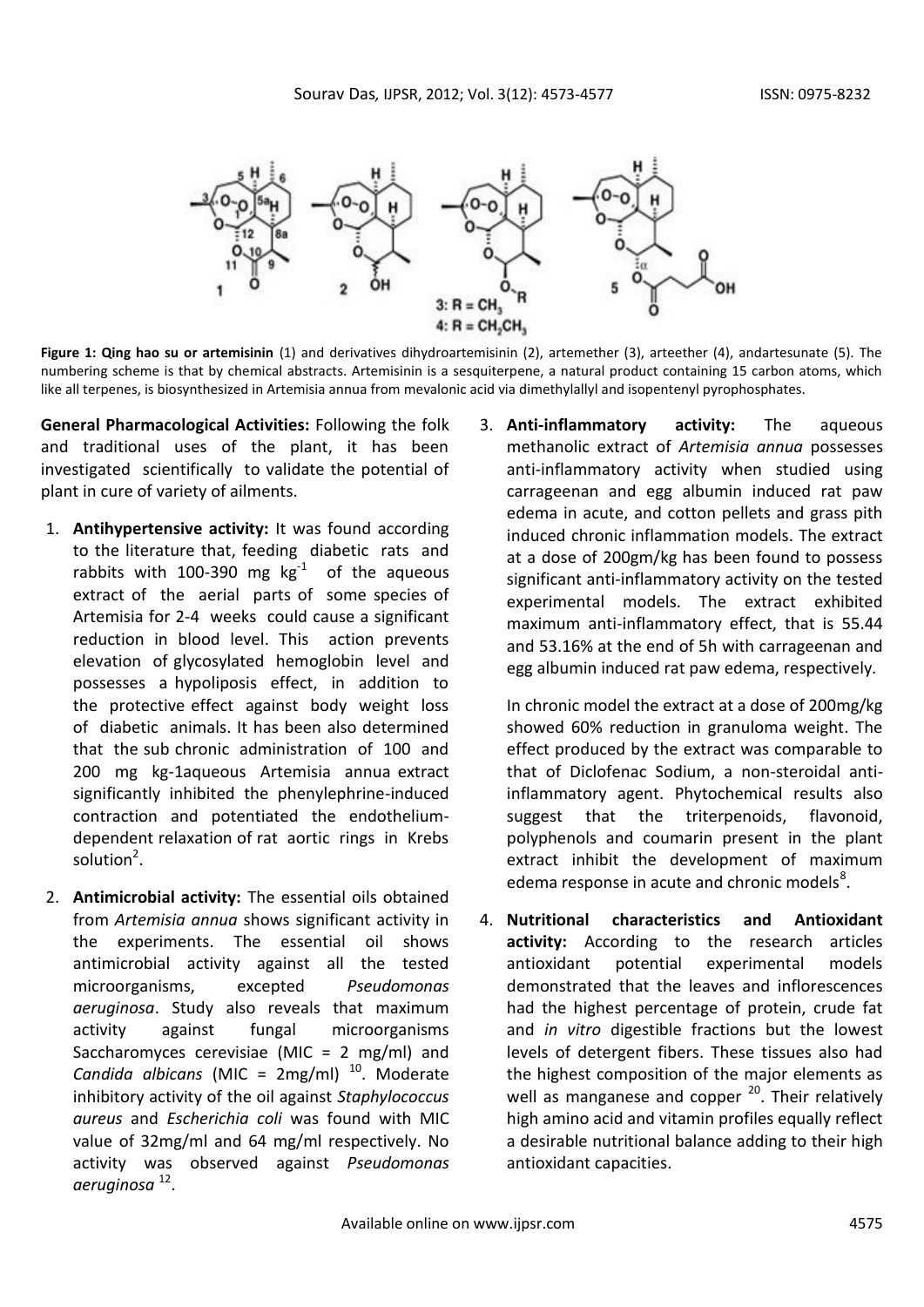**Figure 1: Qing hao su or artemisinin** (1) and derivatives dihydroartemisinin (2), artemether (3), arteether (4), andartesunate (5). The numbering scheme is that by chemical abstracts. Artemisinin is a sesquiterpene, a natural product containing 15 carbon atoms, which like all terpenes, is biosynthesized in Artemisia annua from mevalonic acid via dimethylallyl and isopentenyl pyrophosphates.

**General Pharmacological Activities:** Following the folk and traditional uses of the plant, it has been investigated scientifically to validate the potential of plant in cure of variety of ailments.

1. **Antihypertensive activity:** It was found according to the literature that, feeding diabetic rats and rabbits with 100-390 mg $kg^{-1}$ of the aqueous extract of the aerial parts of some species of Artemisia for 2-4 weeks could cause a significant reduction in blood level. This action prevents elevation of glycosylated hemoglobin level and possesses a hypoliposis effect, in addition to the protective effect against body weight loss of diabetic animals. It has been also determined that the sub chronic administration of 100 and 200 mg kg-1aqueous Artemisia annua extract significantly inhibited the phenylephrine-induced contraction and potentiated the endothelium-dependent relaxation of rat aortic rings in Krebs solution[2].

2. **Antimicrobial activity:** The essential oils obtained from *Artemisia annua* shows significant activity in the experiments. The essential oil shows antimicrobial activity against all the tested microorganisms, excepted *Pseudomonas aeruginosa*. Study also reveals that maximum activity against fungal microorganisms Saccharomyces cerevisiae (MIC = 2 mg/ml) and *Candida albicans* (MIC = 2mg/ml) [10]. Moderate inhibitory activity of the oil against *Staphylococcus aureus* and *Escherichia coli* was found with MIC value of 32mg/ml and 64 mg/ml respectively. No activity was observed against *Pseudomonas aeruginosa* [12].

3. **Anti-inflammatory activity:** The aqueous methanolic extract of *Artemisia annua* possesses anti-inflammatory activity when studied using carrageenan and egg albumin induced rat paw edema in acute, and cotton pellets and grass pith induced chronic inflammation models. The extract at a dose of 200gm/kg has been found to possess significant anti-inflammatory activity on the tested experimental models. The extract exhibited maximum anti-inflammatory effect, that is 55.44 and 53.16% at the end of 5h with carrageenan and egg albumin induced rat paw edema, respectively.

   In chronic model the extract at a dose of 200mg/kg showed 60% reduction in granuloma weight. The effect produced by the extract was comparable to that of Diclofenac Sodium, a non-steroidal anti-inflammatory agent. Phytochemical results also suggest that the triterpenoids, flavonoid, polyphenols and coumarin present in the plant extract inhibit the development of maximum edema response in acute and chronic models[8].

4. **Nutritional characteristics and Antioxidant activity:** According to the research articles antioxidant potential experimental models demonstrated that the leaves and inflorescences had the highest percentage of protein, crude fat and *in vitro* digestible fractions but the lowest levels of detergent fibers. These tissues also had the highest composition of the major elements as well as manganese and copper [20]. Their relatively high amino acid and vitamin profiles equally reflect a desirable nutritional balance adding to their high antioxidant capacities.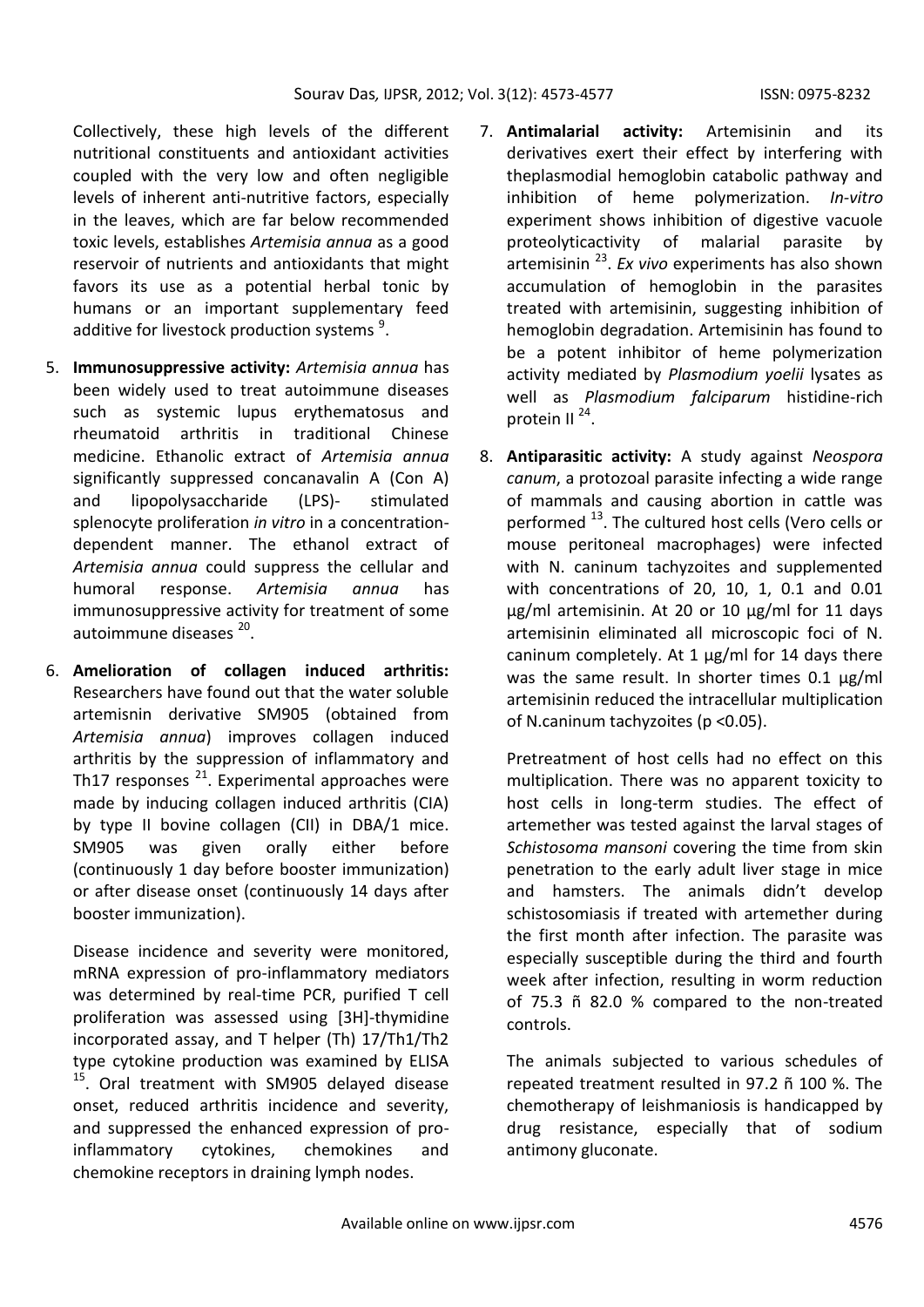Collectively, these high levels of the different nutritional constituents and antioxidant activities coupled with the very low and often negligible levels of inherent anti-nutritive factors, especially in the leaves, which are far below recommended toxic levels, establishes *Artemisia annua* as a good reservoir of nutrients and antioxidants that might favors its use as a potential herbal tonic by humans or an important supplementary feed additive for livestock production systems [9].

5. **Immunosuppressive activity:** *Artemisia annua* has been widely used to treat autoimmune diseases such as systemic lupus erythematosus and rheumatoid arthritis in traditional Chinese medicine. Ethanolic extract of *Artemisia annua* significantly suppressed concanavalin A (Con A) and lipopolysaccharide (LPS)- stimulated splenocyte proliferation *in vitro* in a concentration-dependent manner. The ethanol extract of *Artemisia annua* could suppress the cellular and humoral response. *Artemisia annua* has immunosuppressive activity for treatment of some autoimmune diseases [20].

6. **Amelioration of collagen induced arthritis:** Researchers have found out that the water soluble artemisnin derivative SM905 (obtained from *Artemisia annua*) improves collagen induced arthritis by the suppression of inflammatory and Th17 responses [21]. Experimental approaches were made by inducing collagen induced arthritis (CIA) by type II bovine collagen (CII) in DBA/1 mice. SM905 was given orally either before (continuously 1 day before booster immunization) or after disease onset (continuously 14 days after booster immunization).

   Disease incidence and severity were monitored, mRNA expression of pro-inflammatory mediators was determined by real-time PCR, purified T cell proliferation was assessed using [3H]-thymidine incorporated assay, and T helper (Th) 17/Th1/Th2 type cytokine production was examined by ELISA [15]. Oral treatment with SM905 delayed disease onset, reduced arthritis incidence and severity, and suppressed the enhanced expression of pro-inflammatory cytokines, chemokines and chemokine receptors in draining lymph nodes.

7. **Antimalarial activity:** Artemisinin and its derivatives exert their effect by interfering with theplasmodial hemoglobin catabolic pathway and inhibition of heme polymerization. *In-vitro* experiment shows inhibition of digestive vacuole proteolyticactivity of malarial parasite by artemisinin [23]. *Ex vivo* experiments has also shown accumulation of hemoglobin in the parasites treated with artemisinin, suggesting inhibition of hemoglobin degradation. Artemisinin has found to be a potent inhibitor of heme polymerization activity mediated by *Plasmodium yoelii* lysates as well as *Plasmodium falciparum* histidine-rich protein II [24].

8. **Antiparasitic activity:** A study against *Neospora canum*, a protozoal parasite infecting a wide range of mammals and causing abortion in cattle was performed [13]. The cultured host cells (Vero cells or mouse peritoneal macrophages) were infected with N. caninum tachyzoites and supplemented with concentrations of 20, 10, 1, 0.1 and 0.01 µg/ml artemisinin. At 20 or 10 µg/ml for 11 days artemisinin eliminated all microscopic foci of N. caninum completely. At 1 µg/ml for 14 days there was the same result. In shorter times 0.1 µg/ml artemisinin reduced the intracellular multiplication of N.caninum tachyzoites ($p < 0.05$).

   Pretreatment of host cells had no effect on this multiplication. There was no apparent toxicity to host cells in long-term studies. The effect of artemether was tested against the larval stages of *Schistosoma mansoni* covering the time from skin penetration to the early adult liver stage in mice and hamsters. The animals didn't develop schistosomiasis if treated with artemether during the first month after infection. The parasite was especially susceptible during the third and fourth week after infection, resulting in worm reduction of 75.3 ñ 82.0 % compared to the non-treated controls.

   The animals subjected to various schedules of repeated treatment resulted in 97.2 ñ 100 %. The chemotherapy of leishmaniosis is handicapped by drug resistance, especially that of sodium antimony gluconate.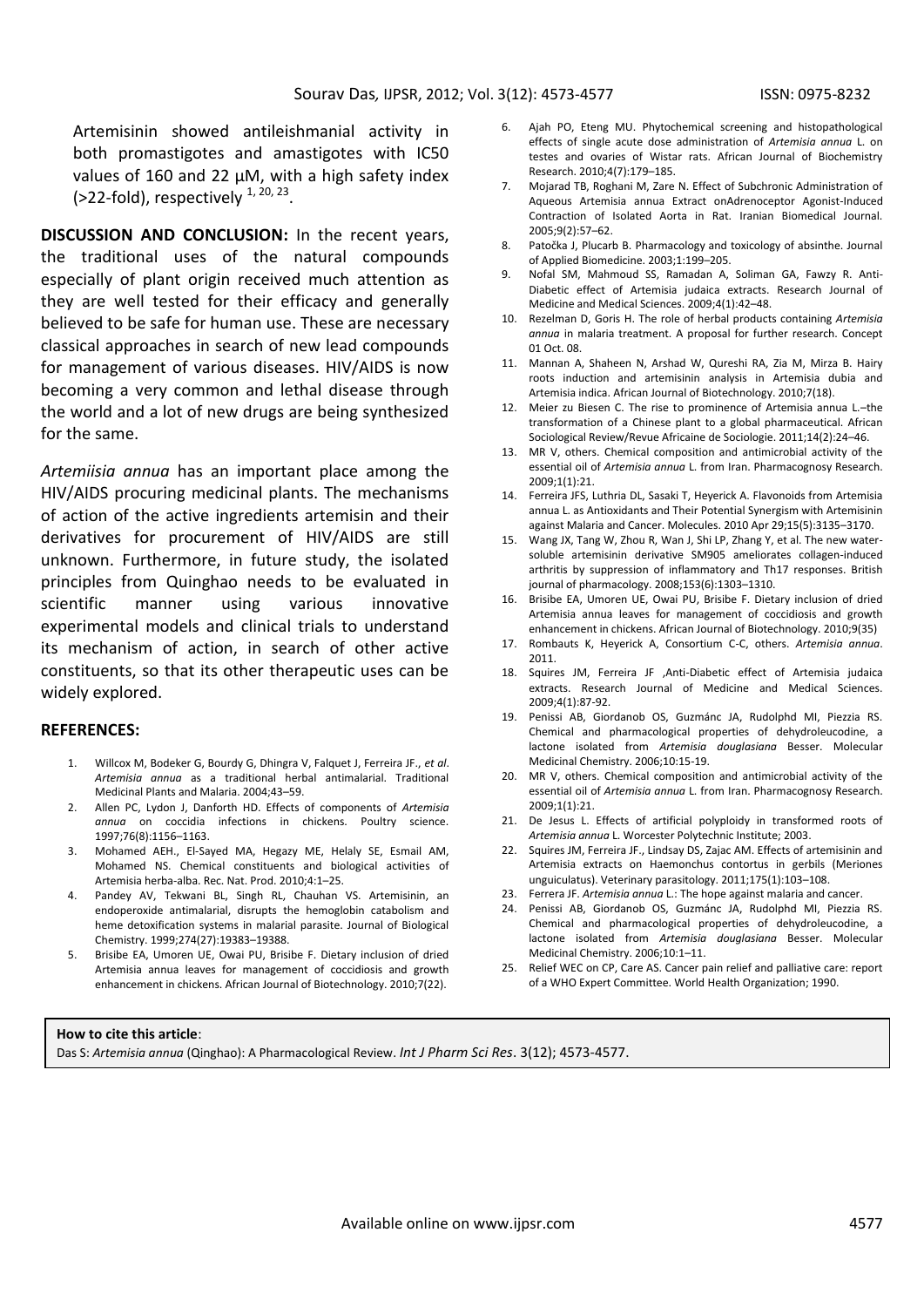Artemisinin showed antileishmanial activity in both promastigotes and amastigotes with IC50 values of 160 and 22 µM, with a high safety index (>22-fold), respectively [1, 20, 23].

**DISCUSSION AND CONCLUSION:** In the recent years, the traditional uses of the natural compounds especially of plant origin received much attention as they are well tested for their efficacy and generally believed to be safe for human use. These are necessary classical approaches in search of new lead compounds for management of various diseases. HIV/AIDS is now becoming a very common and lethal disease through the world and a lot of new drugs are being synthesized for the same.

*Artemiisia annua* has an important place among the HIV/AIDS procuring medicinal plants. The mechanisms of action of the active ingredients artemisin and their derivatives for procurement of HIV/AIDS are still unknown. Furthermore, in future study, the isolated principles from Quinghao needs to be evaluated in scientific manner using various innovative experimental models and clinical trials to understand its mechanism of action, in search of other active constituents, so that its other therapeutic uses can be widely explored.

## REFERENCES:

1. Willcox M, Bodeker G, Bourdy G, Dhingra V, Falquet J, Ferreira JF., *et al*. *Artemisia annua* as a traditional herbal antimalarial. Traditional Medicinal Plants and Malaria. 2004;43–59.
2. Allen PC, Lydon J, Danforth HD. Effects of components of *Artemisia annua* on coccidia infections in chickens. Poultry science. 1997;76(8):1156–1163.
3. Mohamed AEH., El-Sayed MA, Hegazy ME, Helaly SE, Esmail AM, Mohamed NS. Chemical constituents and biological activities of Artemisia herba-alba. Rec. Nat. Prod. 2010;4:1–25.
4. Pandey AV, Tekwani BL, Singh RL, Chauhan VS. Artemisinin, an endoperoxide antimalarial, disrupts the hemoglobin catabolism and heme detoxification systems in malarial parasite. Journal of Biological Chemistry. 1999;274(27):19383–19388.
5. Brisibe EA, Umoren UE, Owai PU, Brisibe F. Dietary inclusion of dried Artemisia annua leaves for management of coccidiosis and growth enhancement in chickens. African Journal of Biotechnology. 2010;7(22).
6. Ajah PO, Eteng MU. Phytochemical screening and histopathological effects of single acute dose administration of *Artemisia annua* L. on testes and ovaries of Wistar rats. African Journal of Biochemistry Research. 2010;4(7):179–185.
7. Mojarad TB, Roghani M, Zare N. Effect of Subchronic Administration of Aqueous Artemisia annua Extract onAdrenoceptor Agonist-Induced Contraction of Isolated Aorta in Rat. Iranian Biomedical Journal. 2005;9(2):57–62.
8. Patočka J, Plucarb B. Pharmacology and toxicology of absinthe. Journal of Applied Biomedicine. 2003;1:199–205.
9. Nofal SM, Mahmoud SS, Ramadan A, Soliman GA, Fawzy R. Anti-Diabetic effect of Artemisia judaica extracts. Research Journal of Medicine and Medical Sciences. 2009;4(1):42–48.
10. Rezelman D, Goris H. The role of herbal products containing *Artemisia annua* in malaria treatment. A proposal for further research. Concept 01 Oct. 08.
11. Mannan A, Shaheen N, Arshad W, Qureshi RA, Zia M, Mirza B. Hairy roots induction and artemisinin analysis in Artemisia dubia and Artemisia indica. African Journal of Biotechnology. 2010;7(18).
12. Meier zu Biesen C. The rise to prominence of Artemisia annua L.–the transformation of a Chinese plant to a global pharmaceutical. African Sociological Review/Revue Africaine de Sociologie. 2011;14(2):24–46.
13. MR V, others. Chemical composition and antimicrobial activity of the essential oil of *Artemisia annua* L. from Iran. Pharmacognosy Research. 2009;1(1):21.
14. Ferreira JFS, Luthria DL, Sasaki T, Heyerick A. Flavonoids from Artemisia annua L. as Antioxidants and Their Potential Synergism with Artemisinin against Malaria and Cancer. Molecules. 2010 Apr 29;15(5):3135–3170.
15. Wang JX, Tang W, Zhou R, Wan J, Shi LP, Zhang Y, et al. The new water-soluble artemisinin derivative SM905 ameliorates collagen-induced arthritis by suppression of inflammatory and Th17 responses. British journal of pharmacology. 2008;153(6):1303–1310.
16. Brisibe EA, Umoren UE, Owai PU, Brisibe F. Dietary inclusion of dried Artemisia annua leaves for management of coccidiosis and growth enhancement in chickens. African Journal of Biotechnology. 2010;9(35)
17. Rombauts K, Heyerick A, Consortium C-C, others. *Artemisia annua*. 2011.
18. Squires JM, Ferreira JF ,Anti-Diabetic effect of Artemisia judaica extracts. Research Journal of Medicine and Medical Sciences. 2009;4(1):87-92.
19. Penissi AB, Giordanob OS, Guzmánc JA, Rudolphd MI, Piezzia RS. Chemical and pharmacological properties of dehydroleucodine, a lactone isolated from *Artemisia douglasiana* Besser. Molecular Medicinal Chemistry. 2006;10:15-19.
20. MR V, others. Chemical composition and antimicrobial activity of the essential oil of *Artemisia annua* L. from Iran. Pharmacognosy Research. 2009;1(1):21.
21. De Jesus L. Effects of artificial polyploidy in transformed roots of *Artemisia annua* L. Worcester Polytechnic Institute; 2003.
22. Squires JM, Ferreira JF., Lindsay DS, Zajac AM. Effects of artemisinin and Artemisia extracts on Haemonchus contortus in gerbils (Meriones unguiculatus). Veterinary parasitology. 2011;175(1):103–108.
23. Ferrera JF. *Artemisia annua* L.: The hope against malaria and cancer.
24. Penissi AB, Giordanob OS, Guzmánc JA, Rudolphd MI, Piezzia RS. Chemical and pharmacological properties of dehydroleucodine, a lactone isolated from *Artemisia douglasiana* Besser. Molecular Medicinal Chemistry. 2006;10:1–11.
25. Relief WEC on CP, Care AS. Cancer pain relief and palliative care: report of a WHO Expert Committee. World Health Organization; 1990.

**How to cite this article**:
Das S: *Artemisia annua* (Qinghao): A Pharmacological Review. *Int J Pharm Sci Res*. 3(12); 4573-4577.